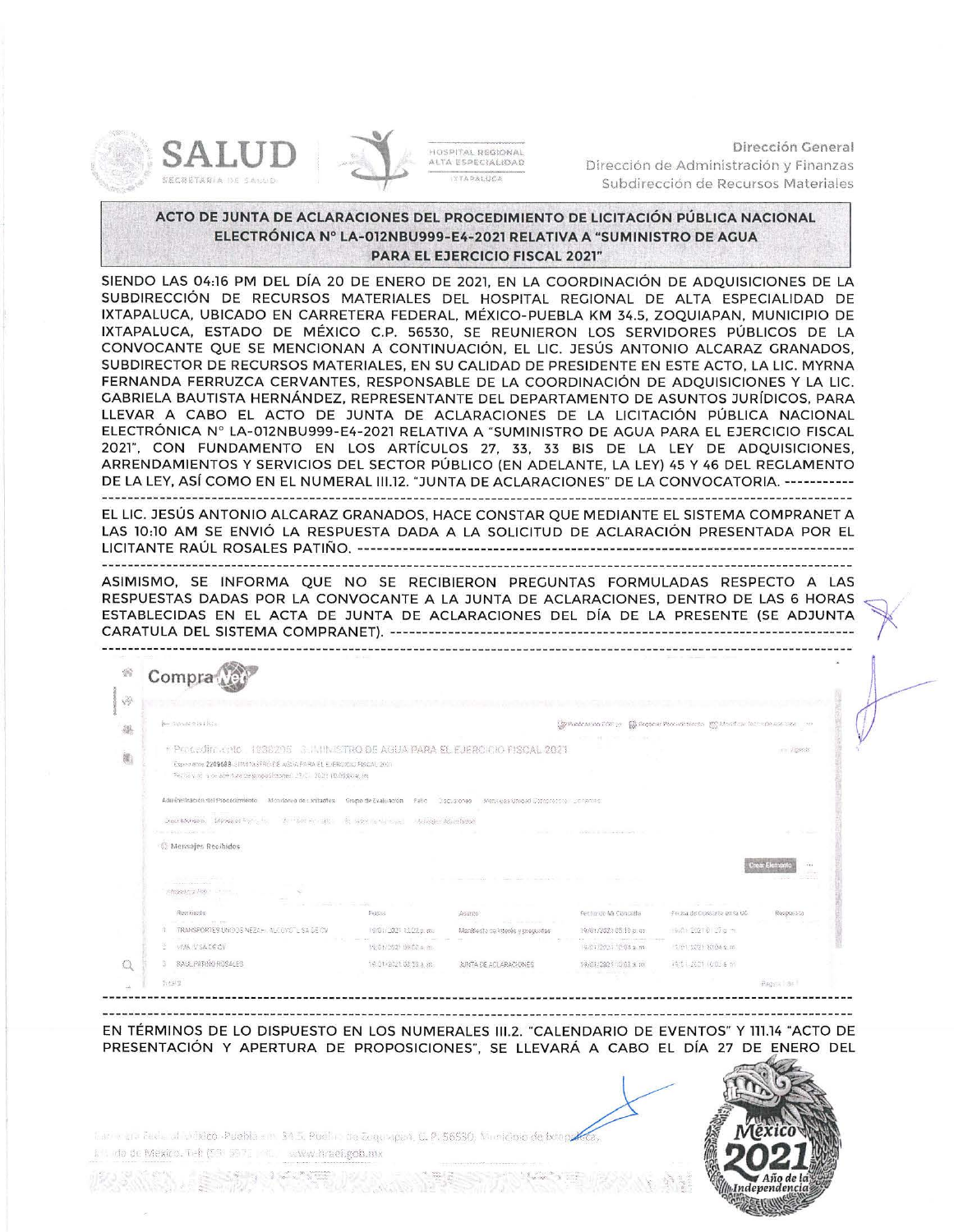Dirección General
Dirección de Administración y Finanzas
Subdirección de Recursos Materiales

## ACTO DE JUNTA DE ACLARACIONES DEL PROCEDIMIENTO DE LICITACIÓN PÚBLICA NACIONAL ELECTRÓNICA Nº LA-012NBU999-E4-2021 RELATIVA A "SUMINISTRO DE AGUA PARA EL EJERCICIO FISCAL 2021"

SIENDO LAS 04:16 PM DEL DÍA 20 DE ENERO DE 2021, EN LA COORDINACIÓN DE ADQUISICIONES DE LA SUBDIRECCIÓN DE RECURSOS MATERIALES DEL HOSPITAL REGIONAL DE ALTA ESPECIALIDAD DE IXTAPALUCA, UBICADO EN CARRETERA FEDERAL, MÉXICO-PUEBLA KM 34.5, ZOQUIAPAN, MUNICIPIO DE IXTAPALUCA, ESTADO DE MÉXICO C.P. 56530, SE REUNIERON LOS SERVIDORES PÚBLICOS DE LA CONVOCANTE QUE SE MENCIONAN A CONTINUACIÓN, EL LIC. JESÚS ANTONIO ALCARAZ GRANADOS, SUBDIRECTOR DE RECURSOS MATERIALES, EN SU CALIDAD DE PRESIDENTE EN ESTE ACTO, LA LIC. MYRNA FERNANDA FERRUZCA CERVANTES, RESPONSABLE DE LA COORDINACIÓN DE ADQUISICIONES Y LA LIC. GABRIELA BAUTISTA HERNÁNDEZ, REPRESENTANTE DEL DEPARTAMENTO DE ASUNTOS JURÍDICOS, PARA LLEVAR A CABO EL ACTO DE JUNTA DE ACLARACIONES DE LA LICITACIÓN PÚBLICA NACIONAL ELECTRÓNICA Nº LA-012NBU999-E4-2021 RELATIVA A "SUMINISTRO DE AGUA PARA EL EJERCICIO FISCAL 2021", CON FUNDAMENTO EN LOS ARTÍCULOS 27, 33, 33 BIS DE LA LEY DE ADQUISICIONES, ARRENDAMIENTOS Y SERVICIOS DEL SECTOR PÚBLICO (EN ADELANTE, LA LEY) 45 Y 46 DEL REGLAMENTO DE LA LEY, ASÍ COMO EN EL NUMERAL III.12. "JUNTA DE ACLARACIONES" DE LA CONVOCATORIA. -----------

EL LIC. JESÚS ANTONIO ALCARAZ GRANADOS, HACE CONSTAR QUE MEDIANTE EL SISTEMA COMPRANET A LAS 10:10 AM SE ENVIÓ LA RESPUESTA DADA A LA SOLICITUD DE ACLARACIÓN PRESENTADA POR EL LICITANTE RAÚL ROSALES PATIÑO. -----------

ASIMISMO, SE INFORMA QUE NO SE RECIBIERON PREGUNTAS FORMULADAS RESPECTO A LAS RESPUESTAS DADAS POR LA CONVOCANTE A LA JUNTA DE ACLARACIONES, DENTRO DE LAS 6 HORAS ESTABLECIDAS EN EL ACTA DE JUNTA DE ACLARACIONES DEL DÍA DE LA PRESENTE (SE ADJUNTA CARATULA DEL SISTEMA COMPRANET). -----------

CompraNet

Procedimiento 1098205 SUMINISTRO DE AGUA PARA EL EJERCICIO FISCAL 2021

Expediente 2209688 SUMINISTRO DE AGUA PARA EL EJERCICIO FISCAL 2021

Mensajes Recibidos

| | Remitente | Fecha | Asunto | Fecha de Mi Consulta | Fecha de Consulta en la UC | Respuesta |
|---|---|---|---|---|---|---|
| 1 | TRANSPORTES UNIDOS NEZAHUALCOYOTL SA DE CV | 18/01/2021 12:22 p. m. | Manifiesto de interés y preguntas | 19/01/2021 03:18 p. m. | 19/01/2021 01:27 p. m. | |
| 2 | VMA V SA DE CV | 19/01/2021 09:00 a. m. | | 19/01/2021 10:04 a. m. | 19/01/2021 10:04 a. m. | |
| 3 | RAUL PATIÑO ROSALES | 19/01/2021 08:38 a. m. | JUNTA DE ACLARACIONES | 19/01/2021 10:03 a. m. | 19/01/2021 10:03 a. m. | |

-----------

EN TÉRMINOS DE LO DISPUESTO EN LOS NUMERALES III.2. "CALENDARIO DE EVENTOS" Y III.14 "ACTO DE PRESENTACIÓN Y APERTURA DE PROPOSICIONES", SE LLEVARÁ A CABO EL DÍA 27 DE ENERO DEL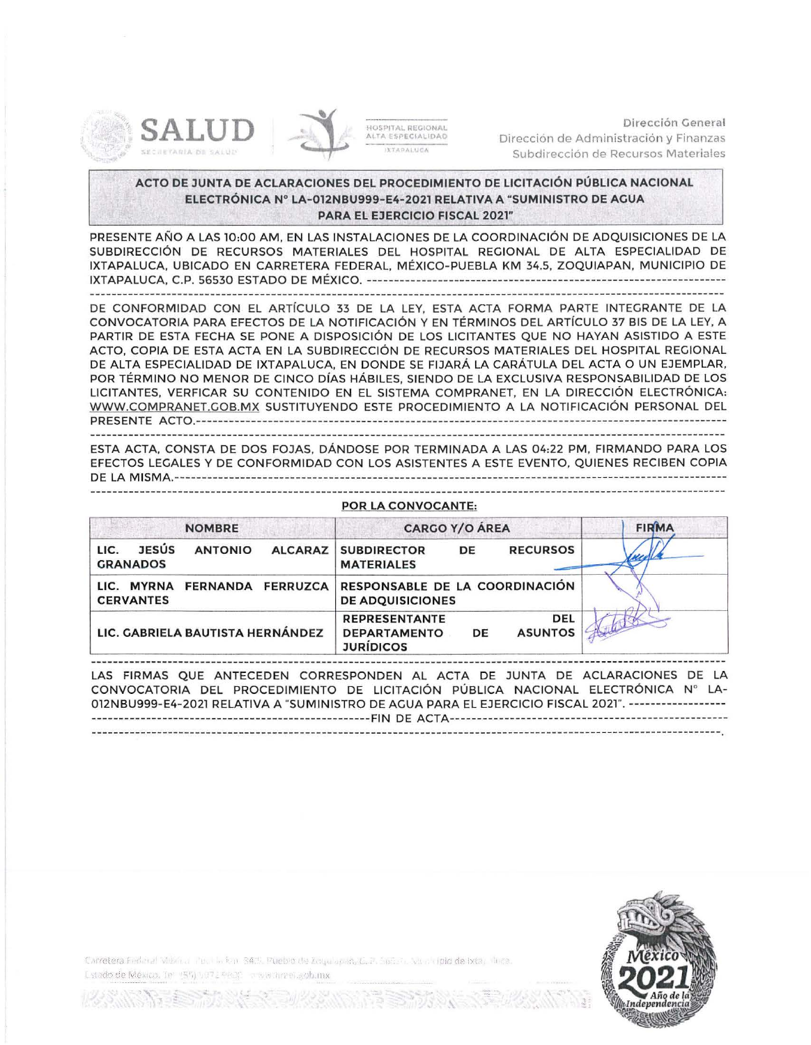**ACTO DE JUNTA DE ACLARACIONES DEL PROCEDIMIENTO DE LICITACIÓN PÚBLICA NACIONAL ELECTRÓNICA N° LA-012NBU999-E4-2021 RELATIVA A "SUMINISTRO DE AGUA PARA EL EJERCICIO FISCAL 2021"**

PRESENTE AÑO A LAS 10:00 AM, EN LAS INSTALACIONES DE LA COORDINACIÓN DE ADQUISICIONES DE LA SUBDIRECCIÓN DE RECURSOS MATERIALES DEL HOSPITAL REGIONAL DE ALTA ESPECIALIDAD DE IXTAPALUCA, UBICADO EN CARRETERA FEDERAL, MÉXICO-PUEBLA KM 34.5, ZOQUIAPAN, MUNICIPIO DE IXTAPALUCA, C.P. 56530 ESTADO DE MÉXICO. ---------------------------------------------------------------

DE CONFORMIDAD CON EL ARTÍCULO 33 DE LA LEY, ESTA ACTA FORMA PARTE INTEGRANTE DE LA CONVOCATORIA PARA EFECTOS DE LA NOTIFICACIÓN Y EN TÉRMINOS DEL ARTÍCULO 37 BIS DE LA LEY, A PARTIR DE ESTA FECHA SE PONE A DISPOSICIÓN DE LOS LICITANTES QUE NO HAYAN ASISTIDO A ESTE ACTO, COPIA DE ESTA ACTA EN LA SUBDIRECCIÓN DE RECURSOS MATERIALES DEL HOSPITAL REGIONAL DE ALTA ESPECIALIDAD DE IXTAPALUCA, EN DONDE SE FIJARÁ LA CARÁTULA DEL ACTA O UN EJEMPLAR, POR TÉRMINO NO MENOR DE CINCO DÍAS HÁBILES, SIENDO DE LA EXCLUSIVA RESPONSABILIDAD DE LOS LICITANTES, VERIFICAR SU CONTENIDO EN EL SISTEMA COMPRANET, EN LA DIRECCIÓN ELECTRÓNICA: WWW.COMPRANET.GOB.MX SUSTITUYENDO ESTE PROCEDIMIENTO A LA NOTIFICACIÓN PERSONAL DEL PRESENTE ACTO.---------------------------------------------------------------------------------------------

ESTA ACTA, CONSTA DE DOS FOJAS, DÁNDOSE POR TERMINADA A LAS 04:22 PM, FIRMANDO PARA LOS EFECTOS LEGALES Y DE CONFORMIDAD CON LOS ASISTENTES A ESTE EVENTO, QUIENES RECIBEN COPIA DE LA MISMA.-----------------------------------------------------------------------------------------------

**POR LA CONVOCANTE:**

| NOMBRE | CARGO Y/O ÁREA | FIRMA |
|---|---|---|
| LIC. JESÚS ANTONIO ALCARAZ GRANADOS | SUBDIRECTOR DE RECURSOS MATERIALES | |
| LIC. MYRNA FERNANDA FERRUZCA CERVANTES | RESPONSABLE DE LA COORDINACIÓN DE ADQUISICIONES | |
| LIC. GABRIELA BAUTISTA HERNÁNDEZ | REPRESENTANTE DEL DEPARTAMENTO DE ASUNTOS JURÍDICOS | |

LAS FIRMAS QUE ANTECEDEN CORRESPONDEN AL ACTA DE JUNTA DE ACLARACIONES DE LA CONVOCATORIA DEL PROCEDIMIENTO DE LICITACIÓN PÚBLICA NACIONAL ELECTRÓNICA N° LA-012NBU999-E4-2021 RELATIVA A "SUMINISTRO DE AGUA PARA EL EJERCICIO FISCAL 2021". -----------------

--------------------------------------------------FIN DE ACTA--------------------------------------------------